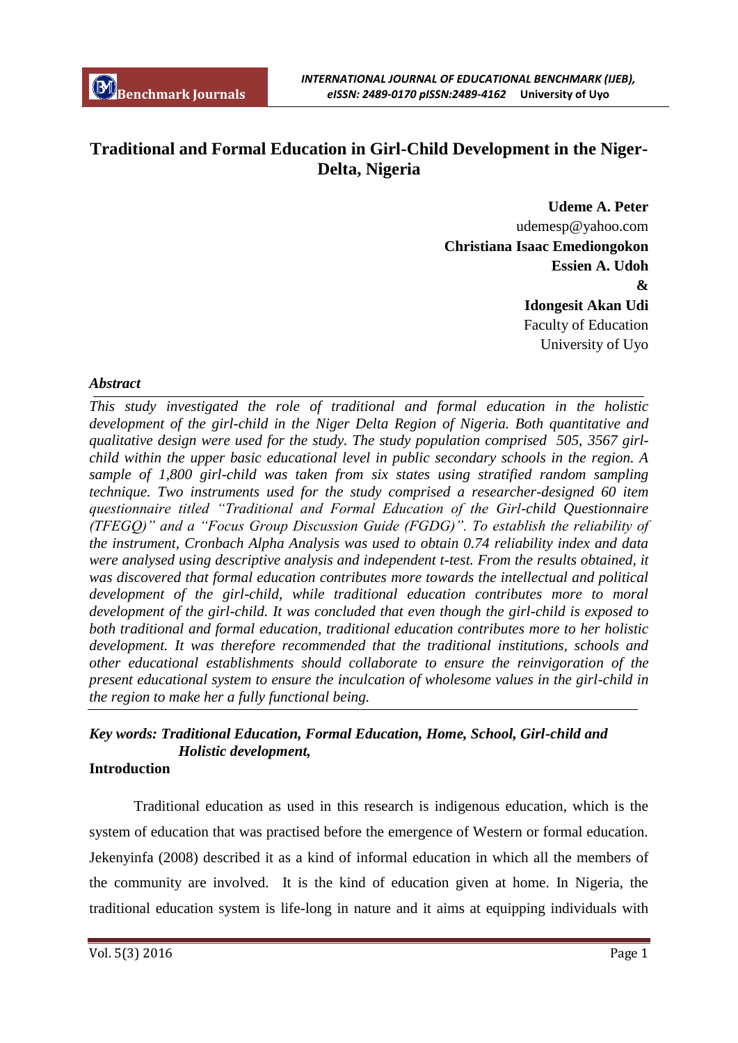# Traditional and Formal Education in Girl-Child Development in the Niger-Delta, Nigeria

**Udeme A. Peter**
udemesp@yahoo.com
**Christiana Isaac Emediongokon**
**Essien A. Udoh**
**&**
**Idongesit Akan Udi**
Faculty of Education
University of Uyo

### *Abstract*

*This study investigated the role of traditional and formal education in the holistic development of the girl-child in the Niger Delta Region of Nigeria. Both quantitative and qualitative design were used for the study. The study population comprised 505, 3567 girl-child within the upper basic educational level in public secondary schools in the region. A sample of 1,800 girl-child was taken from six states using stratified random sampling technique. Two instruments used for the study comprised a researcher-designed 60 item questionnaire titled "Traditional and Formal Education of the Girl-child Questionnaire (TFEGQ)" and a "Focus Group Discussion Guide (FGDG)". To establish the reliability of the instrument, Cronbach Alpha Analysis was used to obtain 0.74 reliability index and data were analysed using descriptive analysis and independent t-test. From the results obtained, it was discovered that formal education contributes more towards the intellectual and political development of the girl-child, while traditional education contributes more to moral development of the girl-child. It was concluded that even though the girl-child is exposed to both traditional and formal education, traditional education contributes more to her holistic development. It was therefore recommended that the traditional institutions, schools and other educational establishments should collaborate to ensure the reinvigoration of the present educational system to ensure the inculcation of wholesome values in the girl-child in the region to make her a fully functional being.*

***Key words: Traditional Education, Formal Education, Home, School, Girl-child and Holistic development,***

## Introduction

Traditional education as used in this research is indigenous education, which is the system of education that was practised before the emergence of Western or formal education. Jekenyinfa (2008) described it as a kind of informal education in which all the members of the community are involved. It is the kind of education given at home. In Nigeria, the traditional education system is life-long in nature and it aims at equipping individuals with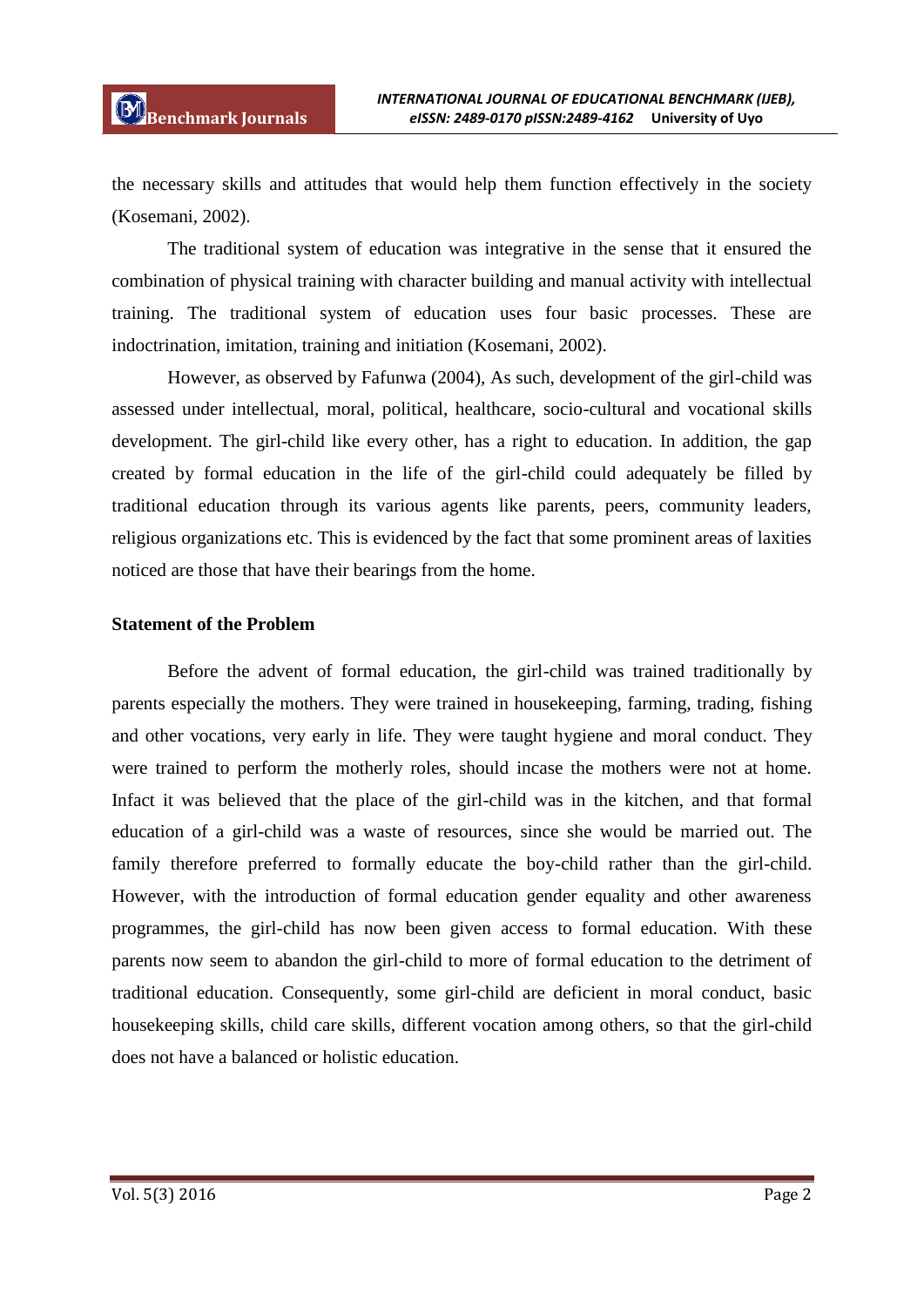the necessary skills and attitudes that would help them function effectively in the society (Kosemani, 2002).

The traditional system of education was integrative in the sense that it ensured the combination of physical training with character building and manual activity with intellectual training. The traditional system of education uses four basic processes. These are indoctrination, imitation, training and initiation (Kosemani, 2002).

However, as observed by Fafunwa (2004), As such, development of the girl-child was assessed under intellectual, moral, political, healthcare, socio-cultural and vocational skills development. The girl-child like every other, has a right to education. In addition, the gap created by formal education in the life of the girl-child could adequately be filled by traditional education through its various agents like parents, peers, community leaders, religious organizations etc. This is evidenced by the fact that some prominent areas of laxities noticed are those that have their bearings from the home.

**Statement of the Problem**

Before the advent of formal education, the girl-child was trained traditionally by parents especially the mothers. They were trained in housekeeping, farming, trading, fishing and other vocations, very early in life. They were taught hygiene and moral conduct. They were trained to perform the motherly roles, should incase the mothers were not at home. Infact it was believed that the place of the girl-child was in the kitchen, and that formal education of a girl-child was a waste of resources, since she would be married out. The family therefore preferred to formally educate the boy-child rather than the girl-child. However, with the introduction of formal education gender equality and other awareness programmes, the girl-child has now been given access to formal education. With these parents now seem to abandon the girl-child to more of formal education to the detriment of traditional education. Consequently, some girl-child are deficient in moral conduct, basic housekeeping skills, child care skills, different vocation among others, so that the girl-child does not have a balanced or holistic education.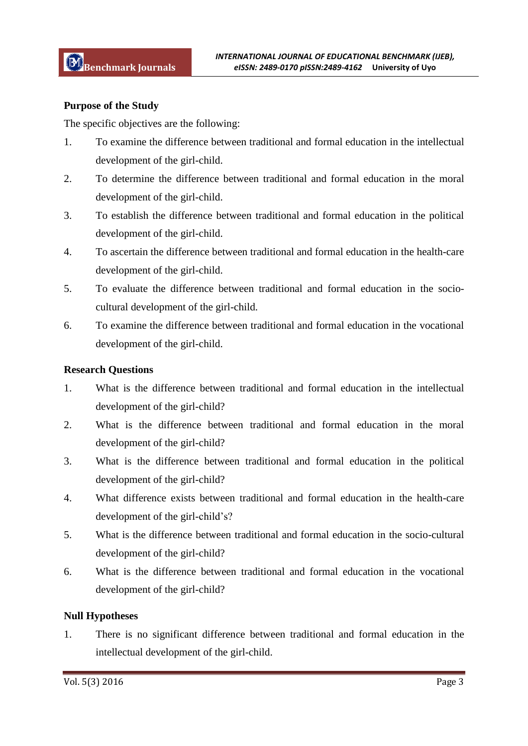**Purpose of the Study**

The specific objectives are the following:

1. To examine the difference between traditional and formal education in the intellectual development of the girl-child.
2. To determine the difference between traditional and formal education in the moral development of the girl-child.
3. To establish the difference between traditional and formal education in the political development of the girl-child.
4. To ascertain the difference between traditional and formal education in the health-care development of the girl-child.
5. To evaluate the difference between traditional and formal education in the socio-cultural development of the girl-child.
6. To examine the difference between traditional and formal education in the vocational development of the girl-child.

**Research Questions**

1. What is the difference between traditional and formal education in the intellectual development of the girl-child?
2. What is the difference between traditional and formal education in the moral development of the girl-child?
3. What is the difference between traditional and formal education in the political development of the girl-child?
4. What difference exists between traditional and formal education in the health-care development of the girl-child's?
5. What is the difference between traditional and formal education in the socio-cultural development of the girl-child?
6. What is the difference between traditional and formal education in the vocational development of the girl-child?

**Null Hypotheses**

1. There is no significant difference between traditional and formal education in the intellectual development of the girl-child.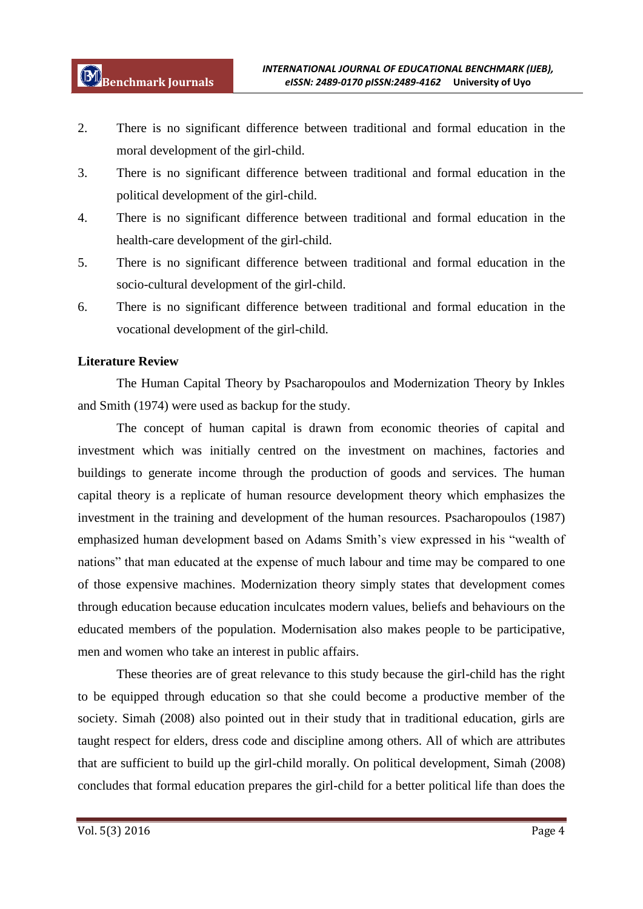2. There is no significant difference between traditional and formal education in the moral development of the girl-child.
3. There is no significant difference between traditional and formal education in the political development of the girl-child.
4. There is no significant difference between traditional and formal education in the health-care development of the girl-child.
5. There is no significant difference between traditional and formal education in the socio-cultural development of the girl-child.
6. There is no significant difference between traditional and formal education in the vocational development of the girl-child.

**Literature Review**

The Human Capital Theory by Psacharopaulos and Modernization Theory by Inkles and Smith (1974) were used as backup for the study.

The concept of human capital is drawn from economic theories of capital and investment which was initially centred on the investment on machines, factories and buildings to generate income through the production of goods and services. The human capital theory is a replicate of human resource development theory which emphasizes the investment in the training and development of the human resources. Psacharopoulos (1987) emphasized human development based on Adams Smith's view expressed in his "wealth of nations" that man educated at the expense of much labour and time may be compared to one of those expensive machines. Modernization theory simply states that development comes through education because education inculcates modern values, beliefs and behaviours on the educated members of the population. Modernisation also makes people to be participative, men and women who take an interest in public affairs.

These theories are of great relevance to this study because the girl-child has the right to be equipped through education so that she could become a productive member of the society. Simah (2008) also pointed out in their study that in traditional education, girls are taught respect for elders, dress code and discipline among others. All of which are attributes that are sufficient to build up the girl-child morally. On political development, Simah (2008) concludes that formal education prepares the girl-child for a better political life than does the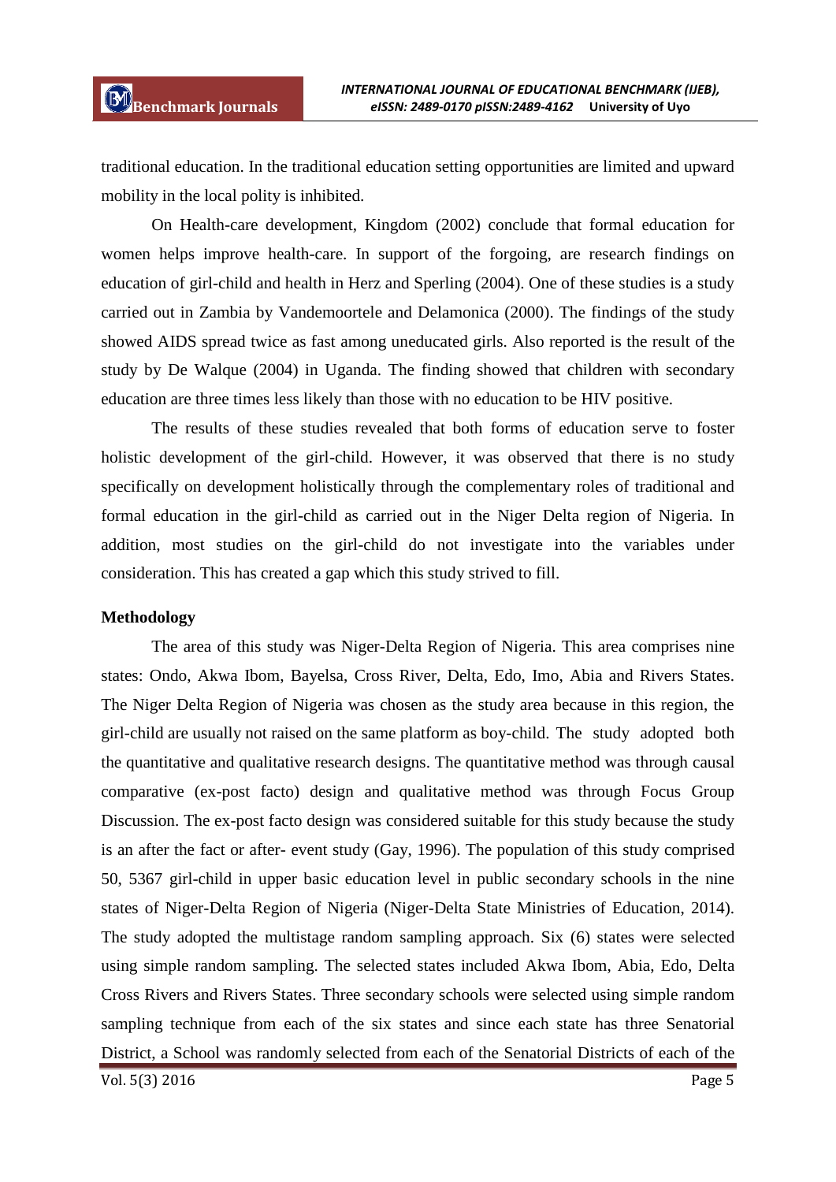traditional education. In the traditional education setting opportunities are limited and upward mobility in the local polity is inhibited.

On Health-care development, Kingdom (2002) conclude that formal education for women helps improve health-care. In support of the forgoing, are research findings on education of girl-child and health in Herz and Sperling (2004). One of these studies is a study carried out in Zambia by Vandemoortele and Delamonica (2000). The findings of the study showed AIDS spread twice as fast among uneducated girls. Also reported is the result of the study by De Walque (2004) in Uganda. The finding showed that children with secondary education are three times less likely than those with no education to be HIV positive.

The results of these studies revealed that both forms of education serve to foster holistic development of the girl-child. However, it was observed that there is no study specifically on development holistically through the complementary roles of traditional and formal education in the girl-child as carried out in the Niger Delta region of Nigeria. In addition, most studies on the girl-child do not investigate into the variables under consideration. This has created a gap which this study strived to fill.

**Methodology**

The area of this study was Niger-Delta Region of Nigeria. This area comprises nine states: Ondo, Akwa Ibom, Bayelsa, Cross River, Delta, Edo, Imo, Abia and Rivers States. The Niger Delta Region of Nigeria was chosen as the study area because in this region, the girl-child are usually not raised on the same platform as boy-child. The study adopted both the quantitative and qualitative research designs. The quantitative method was through causal comparative (ex-post facto) design and qualitative method was through Focus Group Discussion. The ex-post facto design was considered suitable for this study because the study is an after the fact or after- event study (Gay, 1996). The population of this study comprised 50, 5367 girl-child in upper basic education level in public secondary schools in the nine states of Niger-Delta Region of Nigeria (Niger-Delta State Ministries of Education, 2014). The study adopted the multistage random sampling approach. Six (6) states were selected using simple random sampling. The selected states included Akwa Ibom, Abia, Edo, Delta Cross Rivers and Rivers States. Three secondary schools were selected using simple random sampling technique from each of the six states and since each state has three Senatorial District, a School was randomly selected from each of the Senatorial Districts of each of the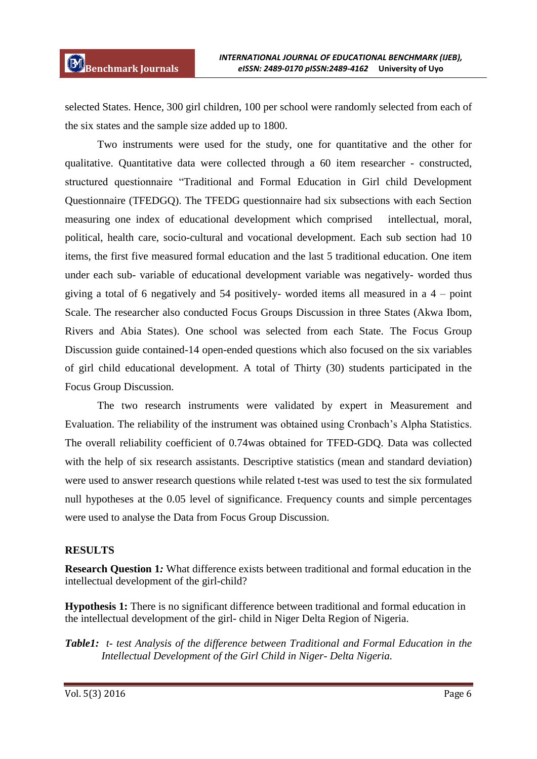selected States. Hence, 300 girl children, 100 per school were randomly selected from each of the six states and the sample size added up to 1800.

Two instruments were used for the study, one for quantitative and the other for qualitative. Quantitative data were collected through a 60 item researcher - constructed, structured questionnaire "Traditional and Formal Education in Girl child Development Questionnaire (TFEDGQ). The TFEDG questionnaire had six subsections with each Section measuring one index of educational development which comprised intellectual, moral, political, health care, socio-cultural and vocational development. Each sub section had 10 items, the first five measured formal education and the last 5 traditional education. One item under each sub- variable of educational development variable was negatively- worded thus giving a total of 6 negatively and 54 positively- worded items all measured in a 4 – point Scale. The researcher also conducted Focus Groups Discussion in three States (Akwa Ibom, Rivers and Abia States). One school was selected from each State. The Focus Group Discussion guide contained-14 open-ended questions which also focused on the six variables of girl child educational development. A total of Thirty (30) students participated in the Focus Group Discussion.

The two research instruments were validated by expert in Measurement and Evaluation. The reliability of the instrument was obtained using Cronbach's Alpha Statistics. The overall reliability coefficient of 0.74was obtained for TFED-GDQ. Data was collected with the help of six research assistants. Descriptive statistics (mean and standard deviation) were used to answer research questions while related t-test was used to test the six formulated null hypotheses at the 0.05 level of significance. Frequency counts and simple percentages were used to analyse the Data from Focus Group Discussion.

## RESULTS

**Research Question 1*:*** What difference exists between traditional and formal education in the intellectual development of the girl-child?

**Hypothesis 1:** There is no significant difference between traditional and formal education in the intellectual development of the girl- child in Niger Delta Region of Nigeria.

***Table1:*** *t- test Analysis of the difference between Traditional and Formal Education in the Intellectual Development of the Girl Child in Niger- Delta Nigeria.*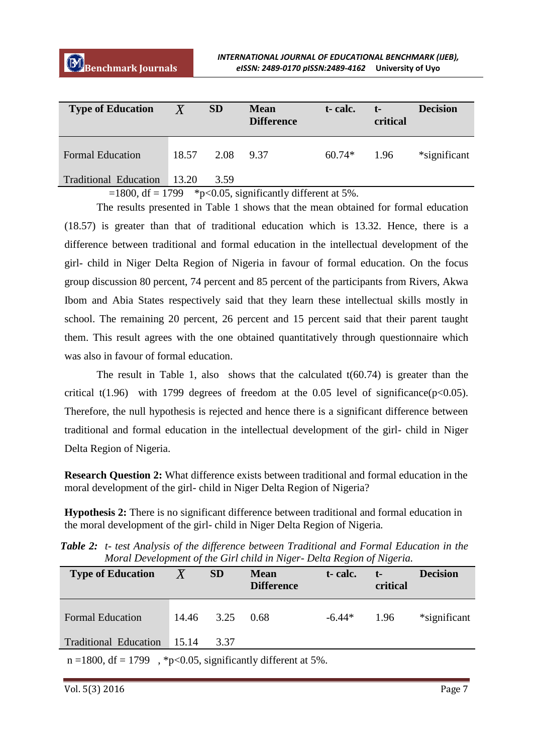| Type of Education | $\bar{X}$ | SD | Mean Difference | t- calc. | t- critical | Decision |
|---|---|---|---|---|---|---|
| Formal Education | 18.57 | 2.08 | 9.37 | 60.74* | 1.96 | *significant |
| Traditional Education | 13.20 | 3.59 | | | | |

=1800, df = 1799 *p<0.05, significantly different at 5%.

The results presented in Table 1 shows that the mean obtained for formal education (18.57) is greater than that of traditional education which is 13.32. Hence, there is a difference between traditional and formal education in the intellectual development of the girl- child in Niger Delta Region of Nigeria in favour of formal education. On the focus group discussion 80 percent, 74 percent and 85 percent of the participants from Rivers, Akwa Ibom and Abia States respectively said that they learn these intellectual skills mostly in school. The remaining 20 percent, 26 percent and 15 percent said that their parent taught them. This result agrees with the one obtained quantitatively through questionnaire which was also in favour of formal education.

The result in Table 1, also shows that the calculated t(60.74) is greater than the critical t(1.96) with 1799 degrees of freedom at the 0.05 level of significance(p<0.05). Therefore, the null hypothesis is rejected and hence there is a significant difference between traditional and formal education in the intellectual development of the girl- child in Niger Delta Region of Nigeria.

**Research Question 2:** What difference exists between traditional and formal education in the moral development of the girl- child in Niger Delta Region of Nigeria?

**Hypothesis 2:** There is no significant difference between traditional and formal education in the moral development of the girl- child in Niger Delta Region of Nigeria.

***Table 2:*** *t- test Analysis of the difference between Traditional and Formal Education in the Moral Development of the Girl child in Niger- Delta Region of Nigeria.*

| Type of Education | $\bar{X}$ | SD | Mean Difference | t- calc. | t- critical | Decision |
|---|---|---|---|---|---|---|
| Formal Education | 14.46 | 3.25 | 0.68 | -6.44* | 1.96 | *significant |
| Traditional Education | 15.14 | 3.37 | | | | |

n =1800, df = 1799 , *p<0.05, significantly different at 5%.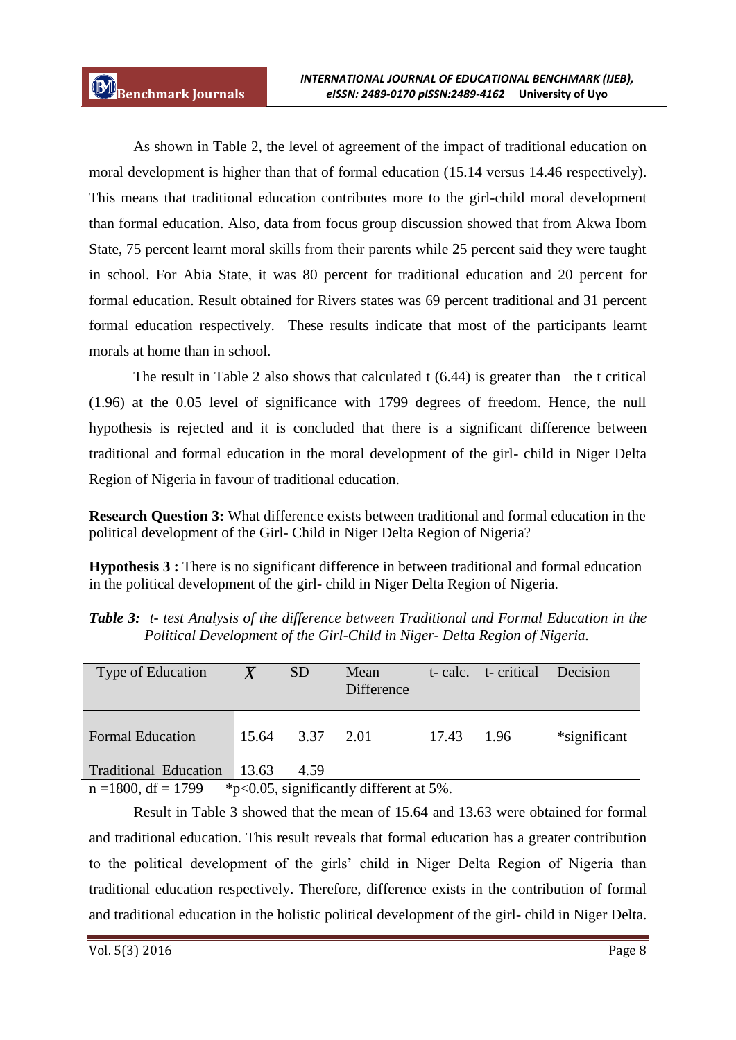As shown in Table 2, the level of agreement of the impact of traditional education on moral development is higher than that of formal education (15.14 versus 14.46 respectively). This means that traditional education contributes more to the girl-child moral development than formal education. Also, data from focus group discussion showed that from Akwa Ibom State, 75 percent learnt moral skills from their parents while 25 percent said they were taught in school. For Abia State, it was 80 percent for traditional education and 20 percent for formal education. Result obtained for Rivers states was 69 percent traditional and 31 percent formal education respectively. These results indicate that most of the participants learnt morals at home than in school.

The result in Table 2 also shows that calculated t (6.44) is greater than the t critical (1.96) at the 0.05 level of significance with 1799 degrees of freedom. Hence, the null hypothesis is rejected and it is concluded that there is a significant difference between traditional and formal education in the moral development of the girl- child in Niger Delta Region of Nigeria in favour of traditional education.

**Research Question 3:** What difference exists between traditional and formal education in the political development of the Girl- Child in Niger Delta Region of Nigeria?

**Hypothesis 3 :** There is no significant difference in between traditional and formal education in the political development of the girl- child in Niger Delta Region of Nigeria.

***Table 3:*** *t- test Analysis of the difference between Traditional and Formal Education in the Political Development of the Girl-Child in Niger- Delta Region of Nigeria.*

| Type of Education | $\bar{X}$ | SD | Mean Difference | t- calc. | t- critical | Decision |
|---|---|---|---|---|---|---|
| Formal Education | 15.64 | 3.37 | 2.01 | 17.43 | 1.96 | *significant |
| Traditional Education | 13.63 | 4.59 | | | | |

n =1800, df = 1799 *p<0.05, significantly different at 5%.

Result in Table 3 showed that the mean of 15.64 and 13.63 were obtained for formal and traditional education. This result reveals that formal education has a greater contribution to the political development of the girls' child in Niger Delta Region of Nigeria than traditional education respectively. Therefore, difference exists in the contribution of formal and traditional education in the holistic political development of the girl- child in Niger Delta.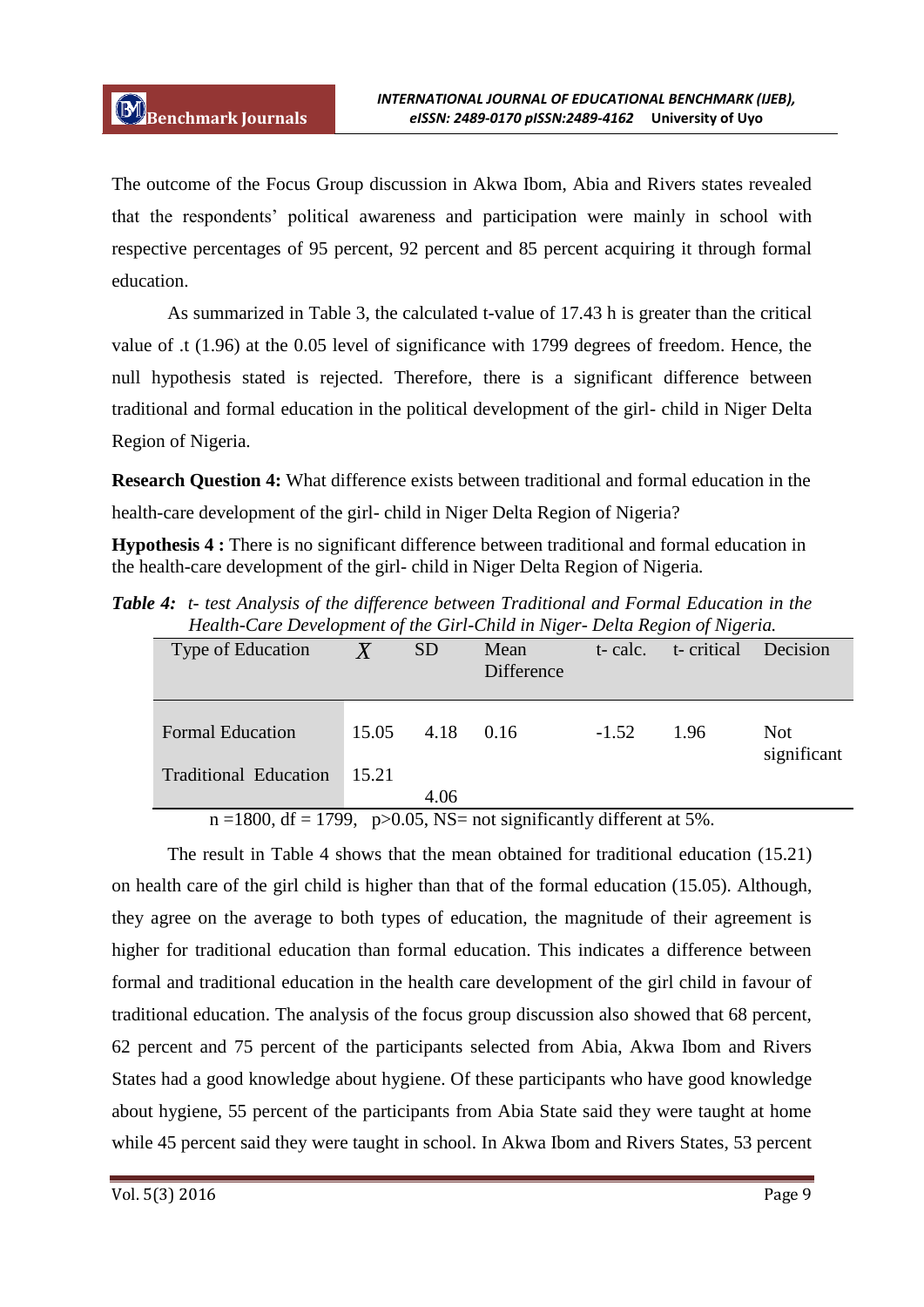The outcome of the Focus Group discussion in Akwa Ibom, Abia and Rivers states revealed that the respondents' political awareness and participation were mainly in school with respective percentages of 95 percent, 92 percent and 85 percent acquiring it through formal education.

As summarized in Table 3, the calculated t-value of 17.43 h is greater than the critical value of .t (1.96) at the 0.05 level of significance with 1799 degrees of freedom. Hence, the null hypothesis stated is rejected. Therefore, there is a significant difference between traditional and formal education in the political development of the girl- child in Niger Delta Region of Nigeria.

**Research Question 4:** What difference exists between traditional and formal education in the health-care development of the girl- child in Niger Delta Region of Nigeria?

**Hypothesis 4 :** There is no significant difference between traditional and formal education in the health-care development of the girl- child in Niger Delta Region of Nigeria.

***Table 4:*** *t- test Analysis of the difference between Traditional and Formal Education in the Health-Care Development of the Girl-Child in Niger- Delta Region of Nigeria.*

| Type of Education | $\bar{X}$ | SD | Mean Difference | t- calc. | t- critical | Decision |
|---|---|---|---|---|---|---|
| Formal Education | 15.05 | 4.18 | 0.16 | -1.52 | 1.96 | Not significant |
| Traditional Education | 15.21 | 4.06 | | | | |

n =1800, df = 1799, p>0.05, NS= not significantly different at 5%.

The result in Table 4 shows that the mean obtained for traditional education (15.21) on health care of the girl child is higher than that of the formal education (15.05). Although, they agree on the average to both types of education, the magnitude of their agreement is higher for traditional education than formal education. This indicates a difference between formal and traditional education in the health care development of the girl child in favour of traditional education. The analysis of the focus group discussion also showed that 68 percent, 62 percent and 75 percent of the participants selected from Abia, Akwa Ibom and Rivers States had a good knowledge about hygiene. Of these participants who have good knowledge about hygiene, 55 percent of the participants from Abia State said they were taught at home while 45 percent said they were taught in school. In Akwa Ibom and Rivers States, 53 percent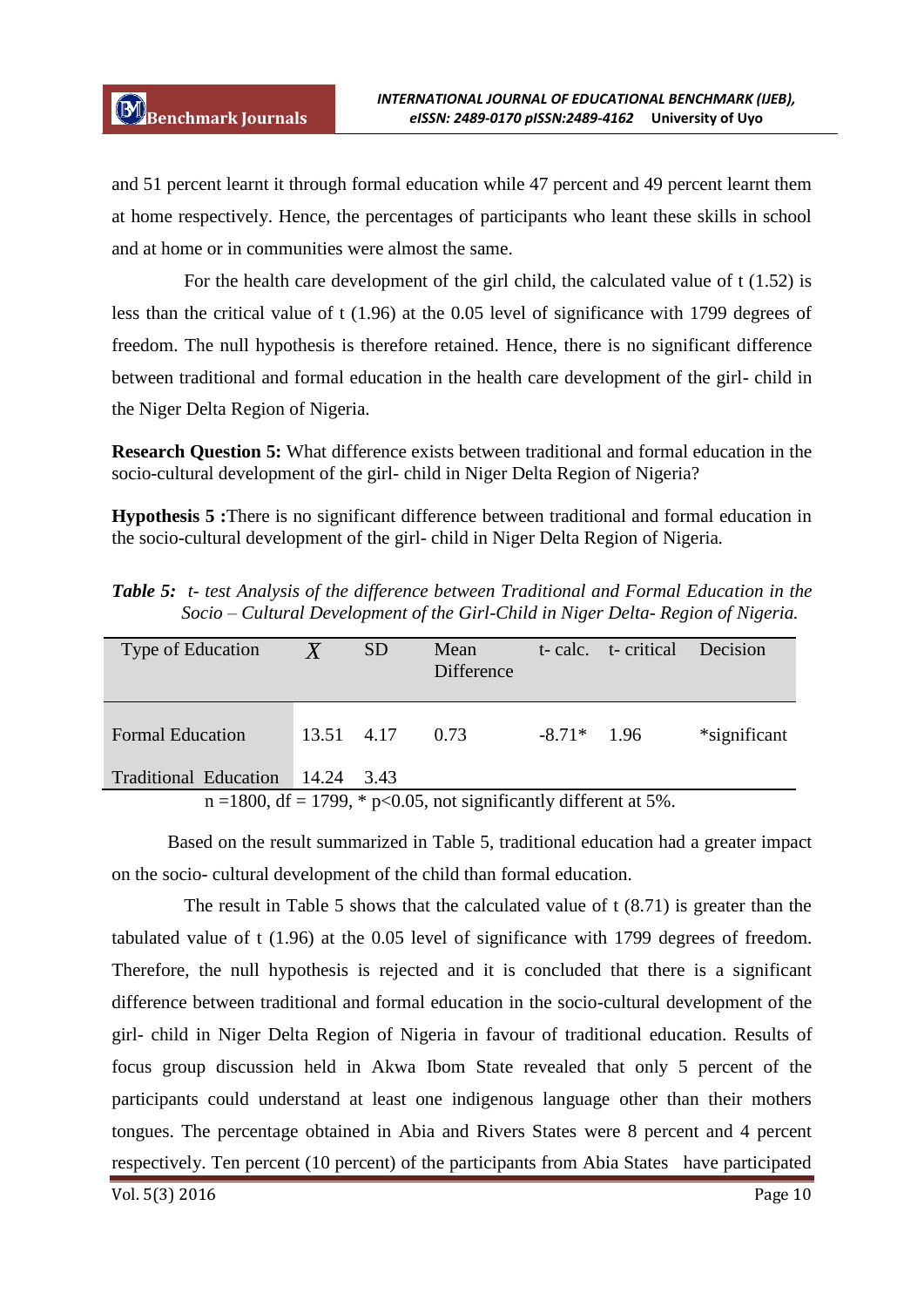and 51 percent learnt it through formal education while 47 percent and 49 percent learnt them at home respectively. Hence, the percentages of participants who leant these skills in school and at home or in communities were almost the same.

For the health care development of the girl child, the calculated value of t (1.52) is less than the critical value of t (1.96) at the 0.05 level of significance with 1799 degrees of freedom. The null hypothesis is therefore retained. Hence, there is no significant difference between traditional and formal education in the health care development of the girl- child in the Niger Delta Region of Nigeria.

**Research Question 5:** What difference exists between traditional and formal education in the socio-cultural development of the girl- child in Niger Delta Region of Nigeria?

**Hypothesis 5 :**There is no significant difference between traditional and formal education in the socio-cultural development of the girl- child in Niger Delta Region of Nigeria.

***Table 5:*** *t- test Analysis of the difference between Traditional and Formal Education in the Socio – Cultural Development of the Girl-Child in Niger Delta- Region of Nigeria.*

| Type of Education | $X$ | SD | Mean Difference | t- calc. | t- critical | Decision |
|---|---|---|---|---|---|---|
| Formal Education | 13.51 | 4.17 | 0.73 | -8.71* | 1.96 | *significant |
| Traditional Education | 14.24 | 3.43 | | | | |

n =1800, df = 1799, * p<0.05, not significantly different at 5%.

Based on the result summarized in Table 5, traditional education had a greater impact on the socio- cultural development of the child than formal education.

The result in Table 5 shows that the calculated value of t (8.71) is greater than the tabulated value of t (1.96) at the 0.05 level of significance with 1799 degrees of freedom. Therefore, the null hypothesis is rejected and it is concluded that there is a significant difference between traditional and formal education in the socio-cultural development of the girl- child in Niger Delta Region of Nigeria in favour of traditional education. Results of focus group discussion held in Akwa Ibom State revealed that only 5 percent of the participants could understand at least one indigenous language other than their mothers tongues. The percentage obtained in Abia and Rivers States were 8 percent and 4 percent respectively. Ten percent (10 percent) of the participants from Abia States have participated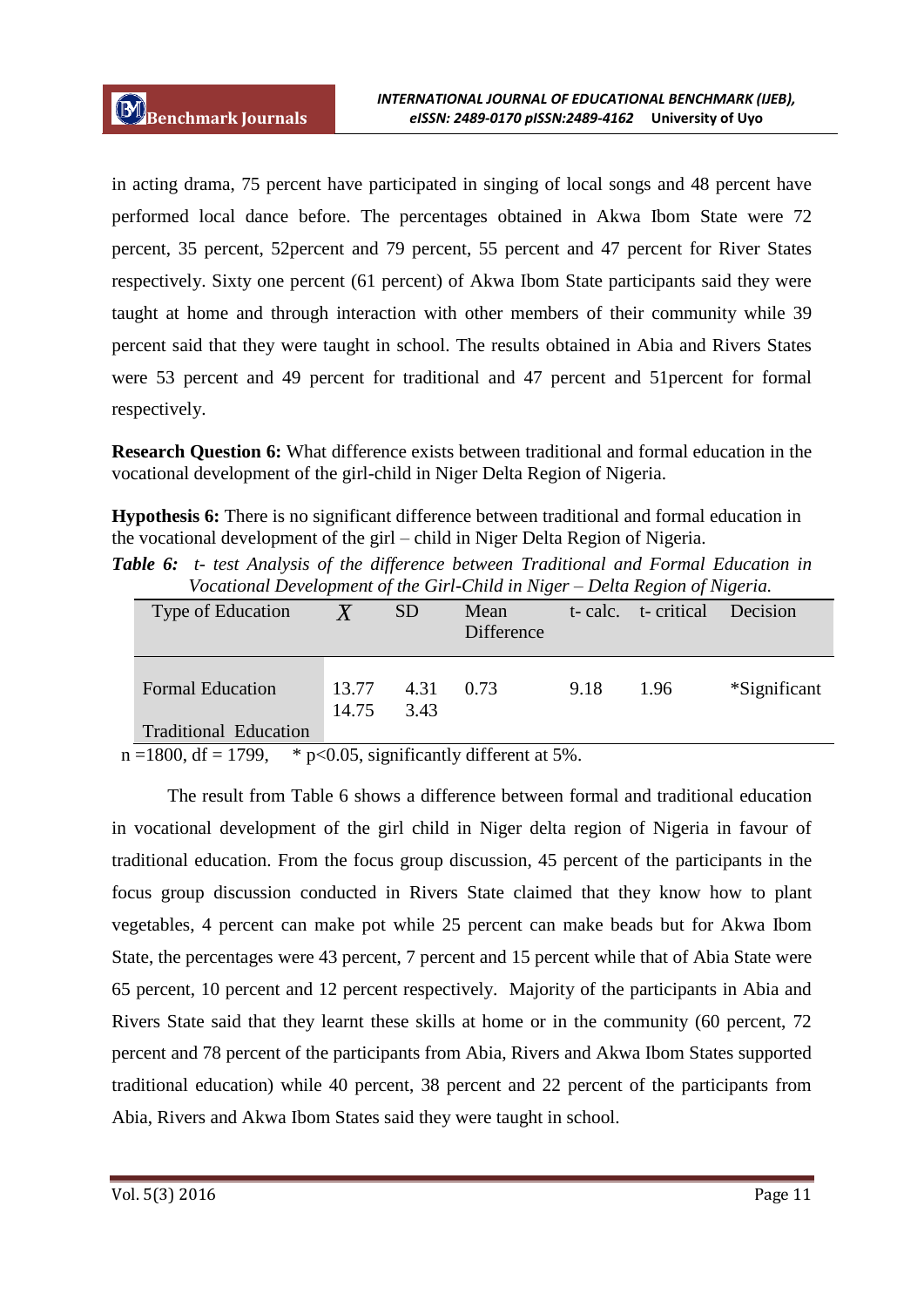in acting drama, 75 percent have participated in singing of local songs and 48 percent have performed local dance before. The percentages obtained in Akwa Ibom State were 72 percent, 35 percent, 52percent and 79 percent, 55 percent and 47 percent for River States respectively. Sixty one percent (61 percent) of Akwa Ibom State participants said they were taught at home and through interaction with other members of their community while 39 percent said that they were taught in school. The results obtained in Abia and Rivers States were 53 percent and 49 percent for traditional and 47 percent and 51percent for formal respectively.

**Research Question 6:** What difference exists between traditional and formal education in the vocational development of the girl-child in Niger Delta Region of Nigeria.

**Hypothesis 6:** There is no significant difference between traditional and formal education in the vocational development of the girl – child in Niger Delta Region of Nigeria.

***Table 6:*** *t- test Analysis of the difference between Traditional and Formal Education in Vocational Development of the Girl-Child in Niger – Delta Region of Nigeria.*

| Type of Education | $\bar{X}$ | SD | Mean Difference | t- calc. | t- critical | Decision |
|---|---|---|---|---|---|---|
| Formal Education | 13.77 | 4.31 | 0.73 | 9.18 | 1.96 | *Significant |
| Traditional Education | 14.75 | 3.43 | | | | |

n =1800, df = 1799, * $p<0.05$, significantly different at 5%.

The result from Table 6 shows a difference between formal and traditional education in vocational development of the girl child in Niger delta region of Nigeria in favour of traditional education. From the focus group discussion, 45 percent of the participants in the focus group discussion conducted in Rivers State claimed that they know how to plant vegetables, 4 percent can make pot while 25 percent can make beads but for Akwa Ibom State, the percentages were 43 percent, 7 percent and 15 percent while that of Abia State were 65 percent, 10 percent and 12 percent respectively. Majority of the participants in Abia and Rivers State said that they learnt these skills at home or in the community (60 percent, 72 percent and 78 percent of the participants from Abia, Rivers and Akwa Ibom States supported traditional education) while 40 percent, 38 percent and 22 percent of the participants from Abia, Rivers and Akwa Ibom States said they were taught in school.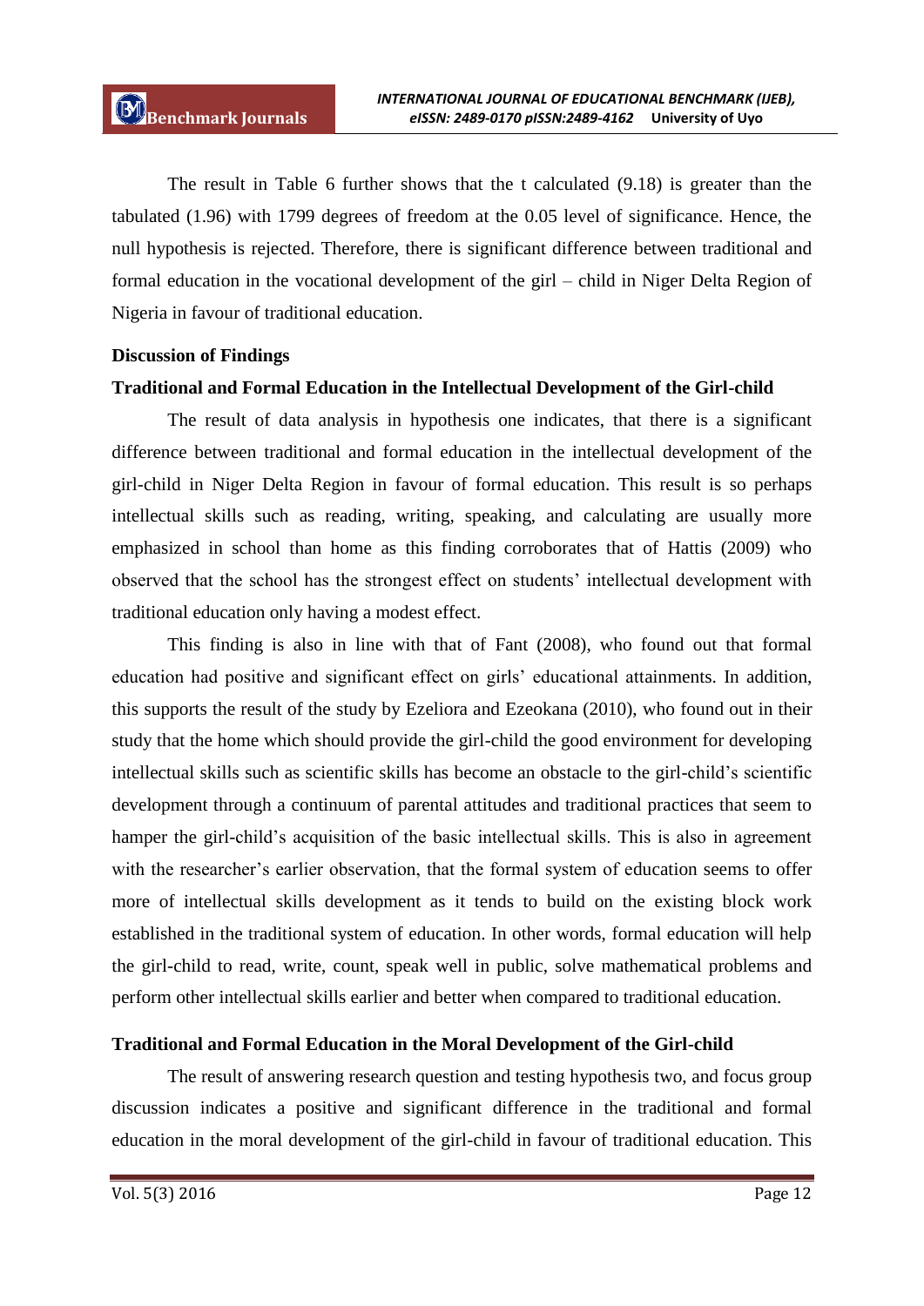The result in Table 6 further shows that the t calculated (9.18) is greater than the tabulated (1.96) with 1799 degrees of freedom at the 0.05 level of significance. Hence, the null hypothesis is rejected. Therefore, there is significant difference between traditional and formal education in the vocational development of the girl – child in Niger Delta Region of Nigeria in favour of traditional education.

**Discussion of Findings**

**Traditional and Formal Education in the Intellectual Development of the Girl-child**

The result of data analysis in hypothesis one indicates, that there is a significant difference between traditional and formal education in the intellectual development of the girl-child in Niger Delta Region in favour of formal education. This result is so perhaps intellectual skills such as reading, writing, speaking, and calculating are usually more emphasized in school than home as this finding corroborates that of Hattis (2009) who observed that the school has the strongest effect on students' intellectual development with traditional education only having a modest effect.

This finding is also in line with that of Fant (2008), who found out that formal education had positive and significant effect on girls' educational attainments. In addition, this supports the result of the study by Ezeliora and Ezeokana (2010), who found out in their study that the home which should provide the girl-child the good environment for developing intellectual skills such as scientific skills has become an obstacle to the girl-child's scientific development through a continuum of parental attitudes and traditional practices that seem to hamper the girl-child's acquisition of the basic intellectual skills. This is also in agreement with the researcher's earlier observation, that the formal system of education seems to offer more of intellectual skills development as it tends to build on the existing block work established in the traditional system of education. In other words, formal education will help the girl-child to read, write, count, speak well in public, solve mathematical problems and perform other intellectual skills earlier and better when compared to traditional education.

**Traditional and Formal Education in the Moral Development of the Girl-child**

The result of answering research question and testing hypothesis two, and focus group discussion indicates a positive and significant difference in the traditional and formal education in the moral development of the girl-child in favour of traditional education. This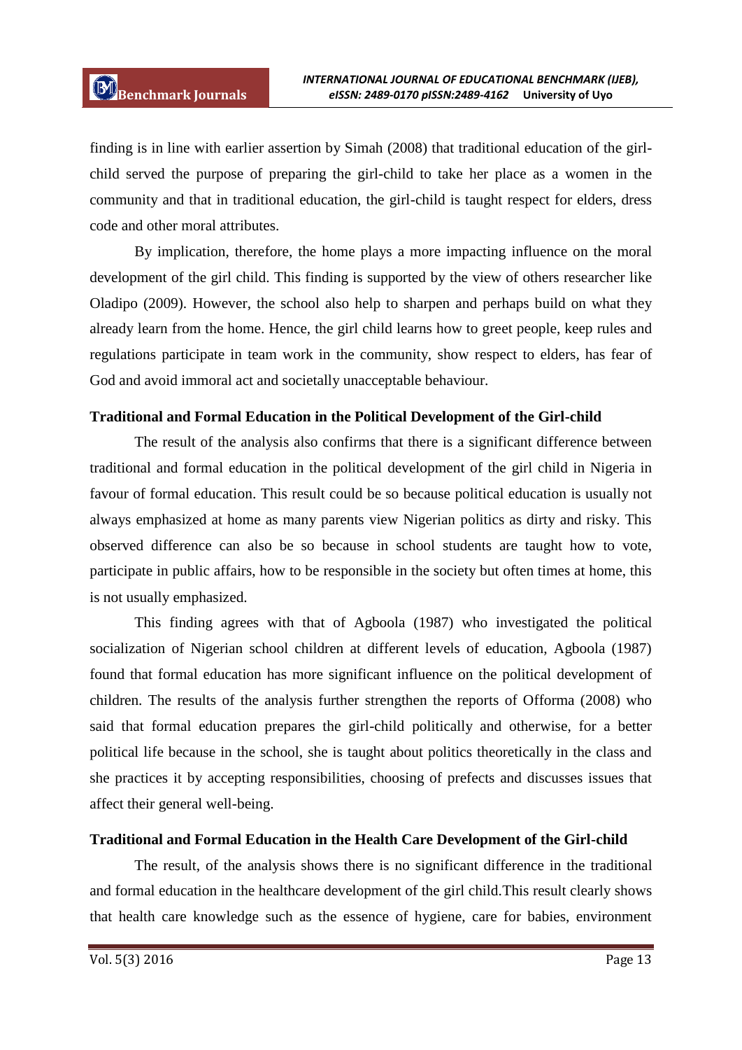finding is in line with earlier assertion by Simah (2008) that traditional education of the girl-child served the purpose of preparing the girl-child to take her place as a women in the community and that in traditional education, the girl-child is taught respect for elders, dress code and other moral attributes.

By implication, therefore, the home plays a more impacting influence on the moral development of the girl child. This finding is supported by the view of others researcher like Oladipo (2009). However, the school also help to sharpen and perhaps build on what they already learn from the home. Hence, the girl child learns how to greet people, keep rules and regulations participate in team work in the community, show respect to elders, has fear of God and avoid immoral act and societally unacceptable behaviour.

**Traditional and Formal Education in the Political Development of the Girl-child**

The result of the analysis also confirms that there is a significant difference between traditional and formal education in the political development of the girl child in Nigeria in favour of formal education. This result could be so because political education is usually not always emphasized at home as many parents view Nigerian politics as dirty and risky. This observed difference can also be so because in school students are taught how to vote, participate in public affairs, how to be responsible in the society but often times at home, this is not usually emphasized.

This finding agrees with that of Agboola (1987) who investigated the political socialization of Nigerian school children at different levels of education, Agboola (1987) found that formal education has more significant influence on the political development of children. The results of the analysis further strengthen the reports of Offorma (2008) who said that formal education prepares the girl-child politically and otherwise, for a better political life because in the school, she is taught about politics theoretically in the class and she practices it by accepting responsibilities, choosing of prefects and discusses issues that affect their general well-being.

**Traditional and Formal Education in the Health Care Development of the Girl-child**

The result, of the analysis shows there is no significant difference in the traditional and formal education in the healthcare development of the girl child.This result clearly shows that health care knowledge such as the essence of hygiene, care for babies, environment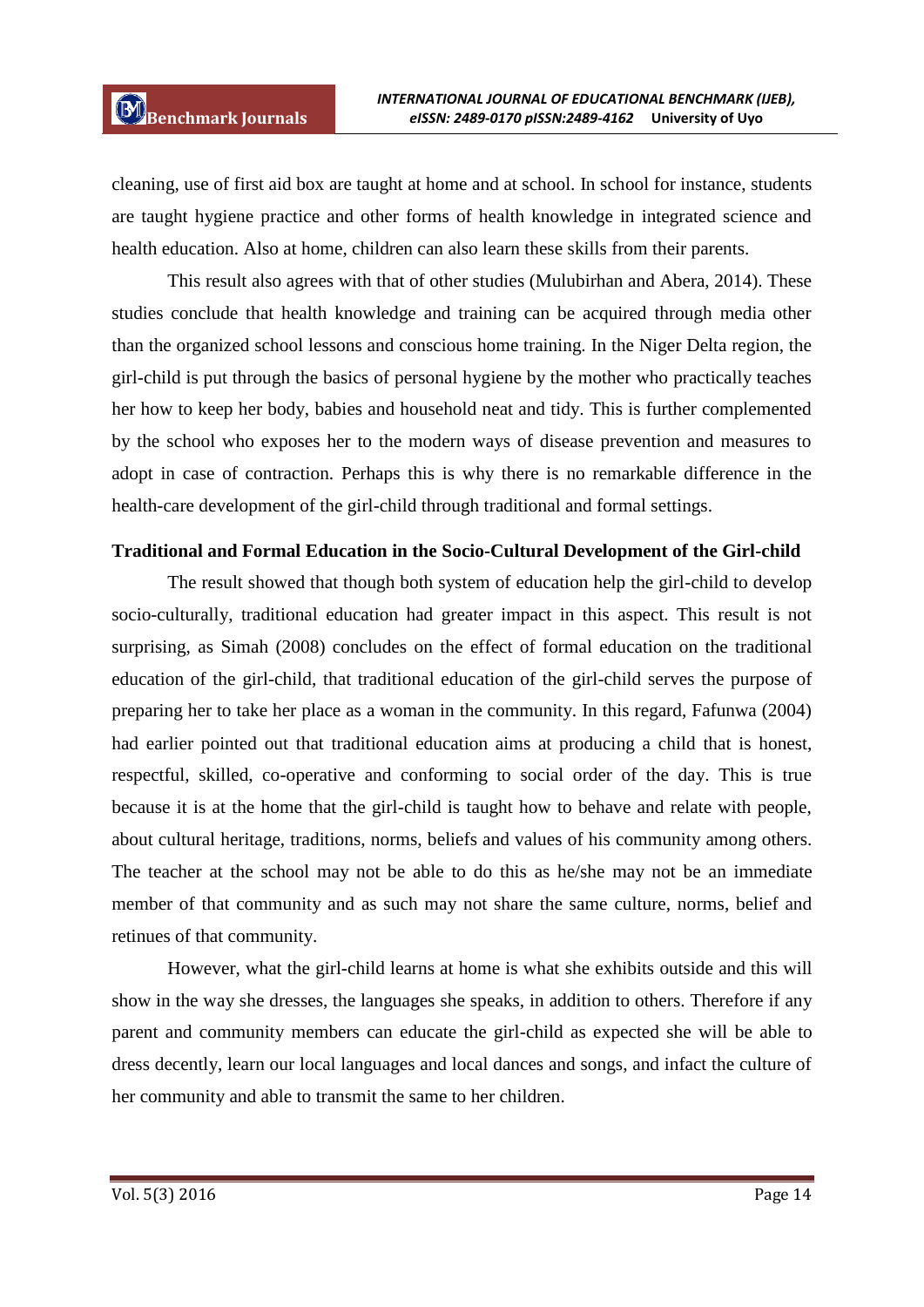cleaning, use of first aid box are taught at home and at school. In school for instance, students are taught hygiene practice and other forms of health knowledge in integrated science and health education. Also at home, children can also learn these skills from their parents.

This result also agrees with that of other studies (Mulubirhan and Abera, 2014). These studies conclude that health knowledge and training can be acquired through media other than the organized school lessons and conscious home training. In the Niger Delta region, the girl-child is put through the basics of personal hygiene by the mother who practically teaches her how to keep her body, babies and household neat and tidy. This is further complemented by the school who exposes her to the modern ways of disease prevention and measures to adopt in case of contraction. Perhaps this is why there is no remarkable difference in the health-care development of the girl-child through traditional and formal settings.

**Traditional and Formal Education in the Socio-Cultural Development of the Girl-child**

The result showed that though both system of education help the girl-child to develop socio-culturally, traditional education had greater impact in this aspect. This result is not surprising, as Simah (2008) concludes on the effect of formal education on the traditional education of the girl-child, that traditional education of the girl-child serves the purpose of preparing her to take her place as a woman in the community. In this regard, Fafunwa (2004) had earlier pointed out that traditional education aims at producing a child that is honest, respectful, skilled, co-operative and conforming to social order of the day. This is true because it is at the home that the girl-child is taught how to behave and relate with people, about cultural heritage, traditions, norms, beliefs and values of his community among others. The teacher at the school may not be able to do this as he/she may not be an immediate member of that community and as such may not share the same culture, norms, belief and retinues of that community.

However, what the girl-child learns at home is what she exhibits outside and this will show in the way she dresses, the languages she speaks, in addition to others. Therefore if any parent and community members can educate the girl-child as expected she will be able to dress decently, learn our local languages and local dances and songs, and infact the culture of her community and able to transmit the same to her children.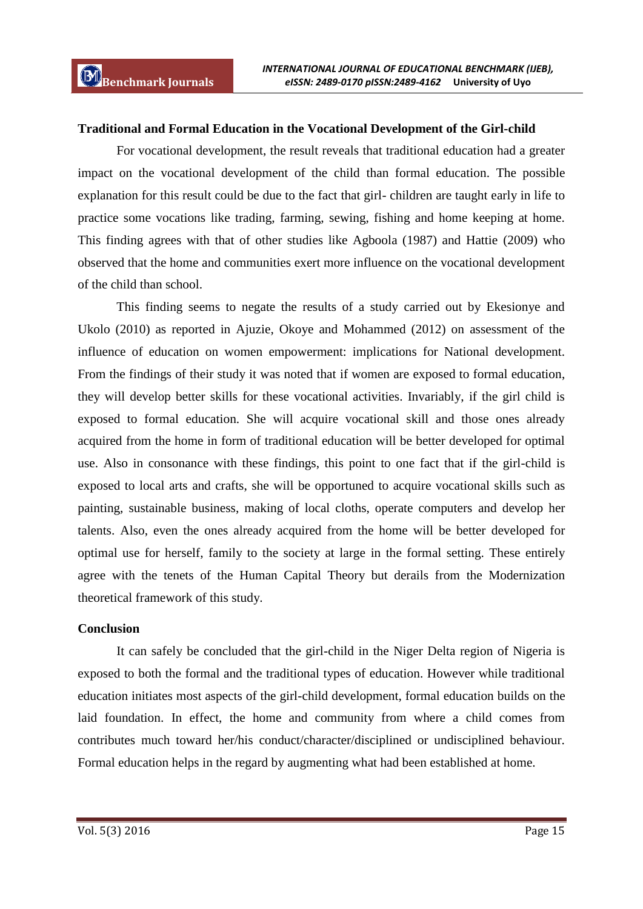**Traditional and Formal Education in the Vocational Development of the Girl-child**

For vocational development, the result reveals that traditional education had a greater impact on the vocational development of the child than formal education. The possible explanation for this result could be due to the fact that girl- children are taught early in life to practice some vocations like trading, farming, sewing, fishing and home keeping at home. This finding agrees with that of other studies like Agboola (1987) and Hattie (2009) who observed that the home and communities exert more influence on the vocational development of the child than school.

This finding seems to negate the results of a study carried out by Ekesionye and Ukolo (2010) as reported in Ajuzie, Okoye and Mohammed (2012) on assessment of the influence of education on women empowerment: implications for National development. From the findings of their study it was noted that if women are exposed to formal education, they will develop better skills for these vocational activities. Invariably, if the girl child is exposed to formal education. She will acquire vocational skill and those ones already acquired from the home in form of traditional education will be better developed for optimal use. Also in consonance with these findings, this point to one fact that if the girl-child is exposed to local arts and crafts, she will be opportuned to acquire vocational skills such as painting, sustainable business, making of local cloths, operate computers and develop her talents. Also, even the ones already acquired from the home will be better developed for optimal use for herself, family to the society at large in the formal setting. These entirely agree with the tenets of the Human Capital Theory but derails from the Modernization theoretical framework of this study.

**Conclusion**

It can safely be concluded that the girl-child in the Niger Delta region of Nigeria is exposed to both the formal and the traditional types of education. However while traditional education initiates most aspects of the girl-child development, formal education builds on the laid foundation. In effect, the home and community from where a child comes from contributes much toward her/his conduct/character/disciplined or undisciplined behaviour. Formal education helps in the regard by augmenting what had been established at home.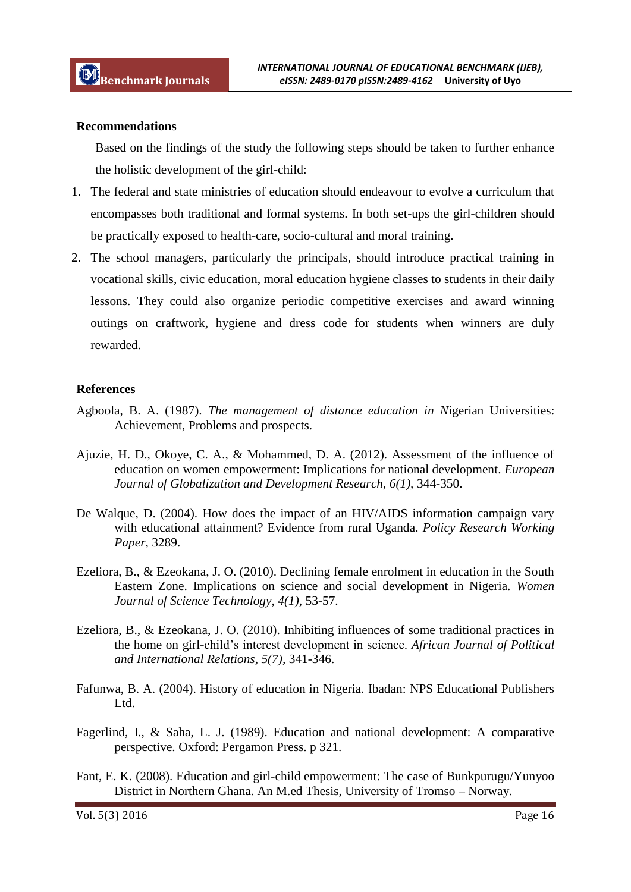## Recommendations

Based on the findings of the study the following steps should be taken to further enhance the holistic development of the girl-child:

1. The federal and state ministries of education should endeavour to evolve a curriculum that encompasses both traditional and formal systems. In both set-ups the girl-children should be practically exposed to health-care, socio-cultural and moral training.
2. The school managers, particularly the principals, should introduce practical training in vocational skills, civic education, moral education hygiene classes to students in their daily lessons. They could also organize periodic competitive exercises and award winning outings on craftwork, hygiene and dress code for students when winners are duly rewarded.

## References

Agboola, B. A. (1987). *The management of distance education in N*igerian Universities: Achievement, Problems and prospects.

Ajuzie, H. D., Okoye, C. A., & Mohammed, D. A. (2012). Assessment of the influence of education on women empowerment: Implications for national development. *European Journal of Globalization and Development Research, 6(1),* 344-350.

De Walque, D. (2004). How does the impact of an HIV/AIDS information campaign vary with educational attainment? Evidence from rural Uganda. *Policy Research Working Paper*, 3289.

Ezeliora, B., & Ezeokana, J. O. (2010). Declining female enrolment in education in the South Eastern Zone. Implications on science and social development in Nigeria. *Women Journal of Science Technology, 4(1),* 53-57.

Ezeliora, B., & Ezeokana, J. O. (2010). Inhibiting influences of some traditional practices in the home on girl-child's interest development in science. *African Journal of Political and International Relations, 5(7),* 341-346.

Fafunwa, B. A. (2004). History of education in Nigeria. Ibadan: NPS Educational Publishers Ltd.

Fagerlind, I., & Saha, L. J. (1989). Education and national development: A comparative perspective. Oxford: Pergamon Press. p 321.

Fant, E. K. (2008). Education and girl-child empowerment: The case of Bunkpurugu/Yunyoo District in Northern Ghana. An M.ed Thesis, University of Tromso – Norway.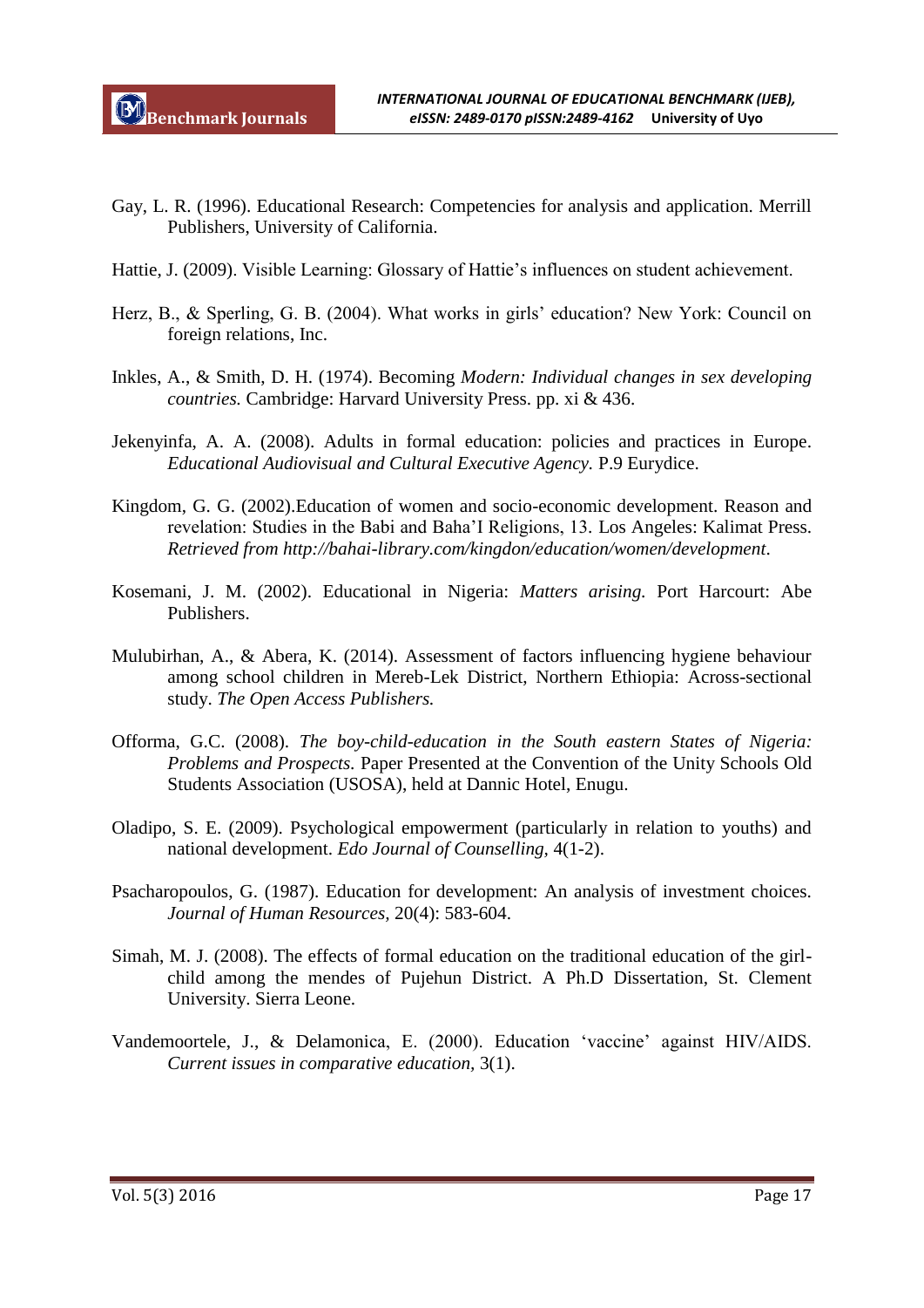Gay, L. R. (1996). Educational Research: Competencies for analysis and application. Merrill Publishers, University of California.

Hattie, J. (2009). Visible Learning: Glossary of Hattie's influences on student achievement.

Herz, B., & Sperling, G. B. (2004). What works in girls' education? New York: Council on foreign relations, Inc.

Inkles, A., & Smith, D. H. (1974). Becoming *Modern: Individual changes in sex developing countries.* Cambridge: Harvard University Press. pp. xi & 436.

Jekenyinfa, A. A. (2008). Adults in formal education: policies and practices in Europe. *Educational Audiovisual and Cultural Executive Agency.* P.9 Eurydice.

Kingdom, G. G. (2002).Education of women and socio-economic development. Reason and revelation: Studies in the Babi and Baha'I Religions, 13. Los Angeles: Kalimat Press. *Retrieved from http://bahai-library.com/kingdon/education/women/development*.

Kosemani, J. M. (2002). Educational in Nigeria: *Matters arising.* Port Harcourt: Abe Publishers.

Mulubirhan, A., & Abera, K. (2014). Assessment of factors influencing hygiene behaviour among school children in Mereb-Lek District, Northern Ethiopia: Across-sectional study. *The Open Access Publishers.*

Offorma, G.C. (2008). *The boy-child-education in the South eastern States of Nigeria: Problems and Prospects.* Paper Presented at the Convention of the Unity Schools Old Students Association (USOSA), held at Dannic Hotel, Enugu.

Oladipo, S. E. (2009). Psychological empowerment (particularly in relation to youths) and national development. *Edo Journal of Counselling,* 4(1-2).

Psacharopoulos, G. (1987). Education for development: An analysis of investment choices. *Journal of Human Resources,* 20(4): 583-604.

Simah, M. J. (2008). The effects of formal education on the traditional education of the girl-child among the mendes of Pujehun District. A Ph.D Dissertation, St. Clement University. Sierra Leone.

Vandemoortele, J., & Delamonica, E. (2000). Education 'vaccine' against HIV/AIDS. *Current issues in comparative education,* 3(1).